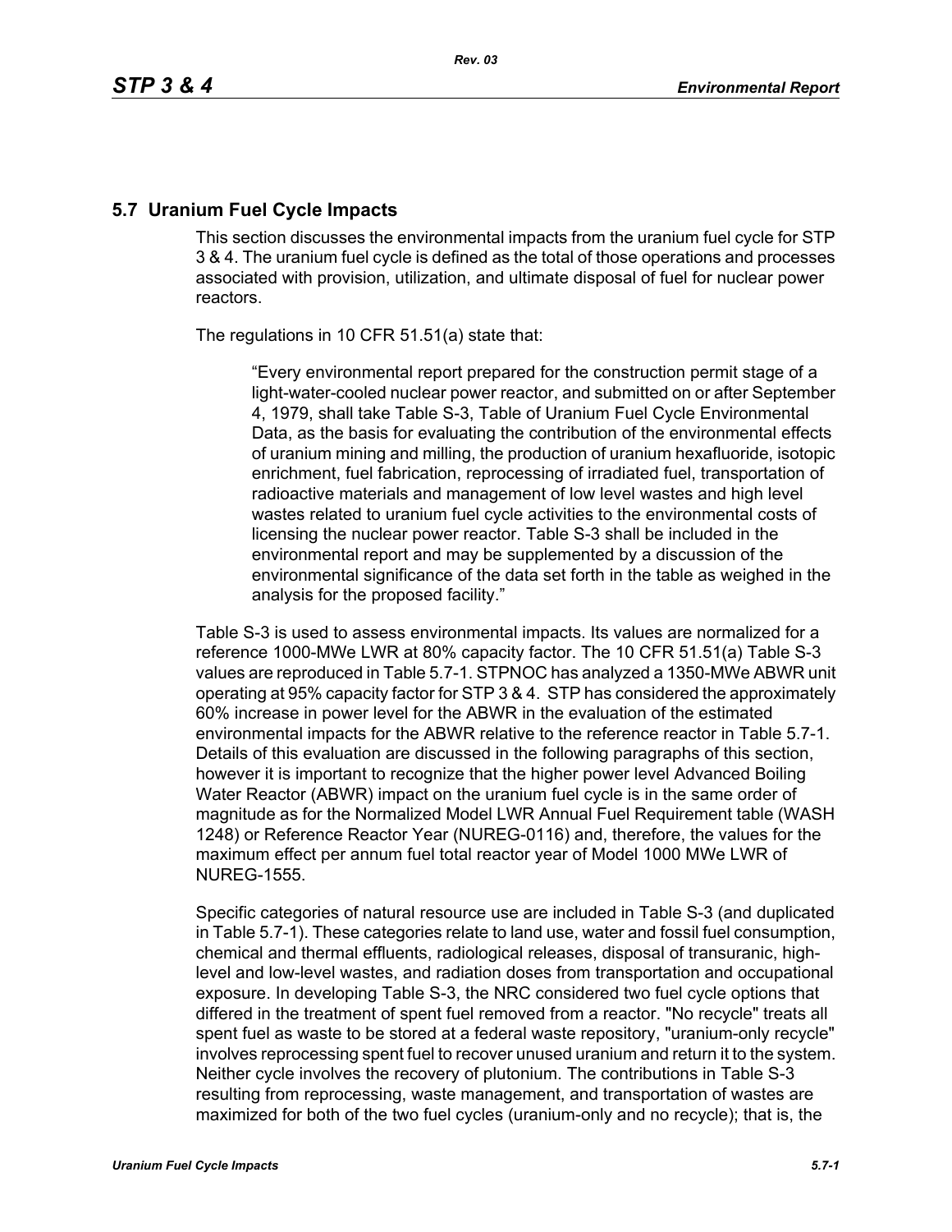## 5.7 Uranium Fuel Cycle Impacts

This section discusses the environmental impacts from the uranium fuel cycle for STP 3 & 4. The uranium fuel cycle is defined as the total of those operations and processes associated with provision, utilization, and ultimate disposal of fuel for nuclear power reactors.

The regulations in 10 CFR 51.51(a) state that:

> "Every environmental report prepared for the construction permit stage of a light-water-cooled nuclear power reactor, and submitted on or after September 4, 1979, shall take Table S-3, Table of Uranium Fuel Cycle Environmental Data, as the basis for evaluating the contribution of the environmental effects of uranium mining and milling, the production of uranium hexafluoride, isotopic enrichment, fuel fabrication, reprocessing of irradiated fuel, transportation of radioactive materials and management of low level wastes and high level wastes related to uranium fuel cycle activities to the environmental costs of licensing the nuclear power reactor. Table S-3 shall be included in the environmental report and may be supplemented by a discussion of the environmental significance of the data set forth in the table as weighed in the analysis for the proposed facility."

Table S-3 is used to assess environmental impacts. Its values are normalized for a reference 1000-MWe LWR at 80% capacity factor. The 10 CFR 51.51(a) Table S-3 values are reproduced in Table 5.7-1. STPNOC has analyzed a 1350-MWe ABWR unit operating at 95% capacity factor for STP 3 & 4. STP has considered the approximately 60% increase in power level for the ABWR in the evaluation of the estimated environmental impacts for the ABWR relative to the reference reactor in Table 5.7-1. Details of this evaluation are discussed in the following paragraphs of this section, however it is important to recognize that the higher power level Advanced Boiling Water Reactor (ABWR) impact on the uranium fuel cycle is in the same order of magnitude as for the Normalized Model LWR Annual Fuel Requirement table (WASH 1248) or Reference Reactor Year (NUREG-0116) and, therefore, the values for the maximum effect per annum fuel total reactor year of Model 1000 MWe LWR of NUREG-1555.

Specific categories of natural resource use are included in Table S-3 (and duplicated in Table 5.7-1). These categories relate to land use, water and fossil fuel consumption, chemical and thermal effluents, radiological releases, disposal of transuranic, high-level and low-level wastes, and radiation doses from transportation and occupational exposure. In developing Table S-3, the NRC considered two fuel cycle options that differed in the treatment of spent fuel removed from a reactor. "No recycle" treats all spent fuel as waste to be stored at a federal waste repository, "uranium-only recycle" involves reprocessing spent fuel to recover unused uranium and return it to the system. Neither cycle involves the recovery of plutonium. The contributions in Table S-3 resulting from reprocessing, waste management, and transportation of wastes are maximized for both of the two fuel cycles (uranium-only and no recycle); that is, the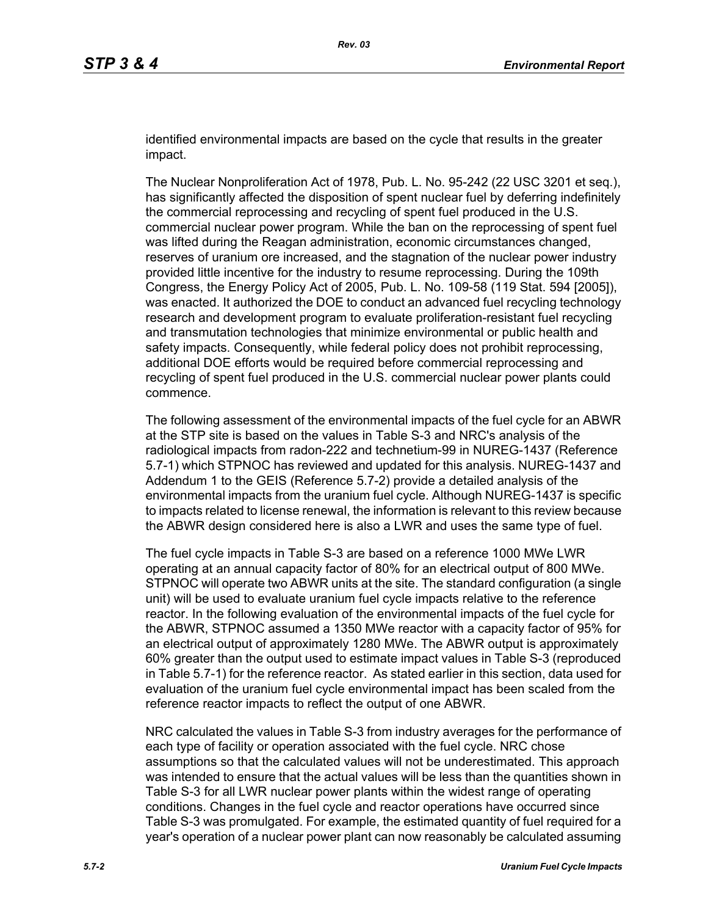identified environmental impacts are based on the cycle that results in the greater impact.

The Nuclear Nonproliferation Act of 1978, Pub. L. No. 95-242 (22 USC 3201 et seq.), has significantly affected the disposition of spent nuclear fuel by deferring indefinitely the commercial reprocessing and recycling of spent fuel produced in the U.S. commercial nuclear power program. While the ban on the reprocessing of spent fuel was lifted during the Reagan administration, economic circumstances changed, reserves of uranium ore increased, and the stagnation of the nuclear power industry provided little incentive for the industry to resume reprocessing. During the 109th Congress, the Energy Policy Act of 2005, Pub. L. No. 109-58 (119 Stat. 594 [2005]), was enacted. It authorized the DOE to conduct an advanced fuel recycling technology research and development program to evaluate proliferation-resistant fuel recycling and transmutation technologies that minimize environmental or public health and safety impacts. Consequently, while federal policy does not prohibit reprocessing, additional DOE efforts would be required before commercial reprocessing and recycling of spent fuel produced in the U.S. commercial nuclear power plants could commence.

The following assessment of the environmental impacts of the fuel cycle for an ABWR at the STP site is based on the values in Table S-3 and NRC's analysis of the radiological impacts from radon-222 and technetium-99 in NUREG-1437 (Reference 5.7-1) which STPNOC has reviewed and updated for this analysis. NUREG-1437 and Addendum 1 to the GEIS (Reference 5.7-2) provide a detailed analysis of the environmental impacts from the uranium fuel cycle. Although NUREG-1437 is specific to impacts related to license renewal, the information is relevant to this review because the ABWR design considered here is also a LWR and uses the same type of fuel.

The fuel cycle impacts in Table S-3 are based on a reference 1000 MWe LWR operating at an annual capacity factor of 80% for an electrical output of 800 MWe. STPNOC will operate two ABWR units at the site. The standard configuration (a single unit) will be used to evaluate uranium fuel cycle impacts relative to the reference reactor. In the following evaluation of the environmental impacts of the fuel cycle for the ABWR, STPNOC assumed a 1350 MWe reactor with a capacity factor of 95% for an electrical output of approximately 1280 MWe. The ABWR output is approximately 60% greater than the output used to estimate impact values in Table S-3 (reproduced in Table 5.7-1) for the reference reactor. As stated earlier in this section, data used for evaluation of the uranium fuel cycle environmental impact has been scaled from the reference reactor impacts to reflect the output of one ABWR.

NRC calculated the values in Table S-3 from industry averages for the performance of each type of facility or operation associated with the fuel cycle. NRC chose assumptions so that the calculated values will not be underestimated. This approach was intended to ensure that the actual values will be less than the quantities shown in Table S-3 for all LWR nuclear power plants within the widest range of operating conditions. Changes in the fuel cycle and reactor operations have occurred since Table S-3 was promulgated. For example, the estimated quantity of fuel required for a year's operation of a nuclear power plant can now reasonably be calculated assuming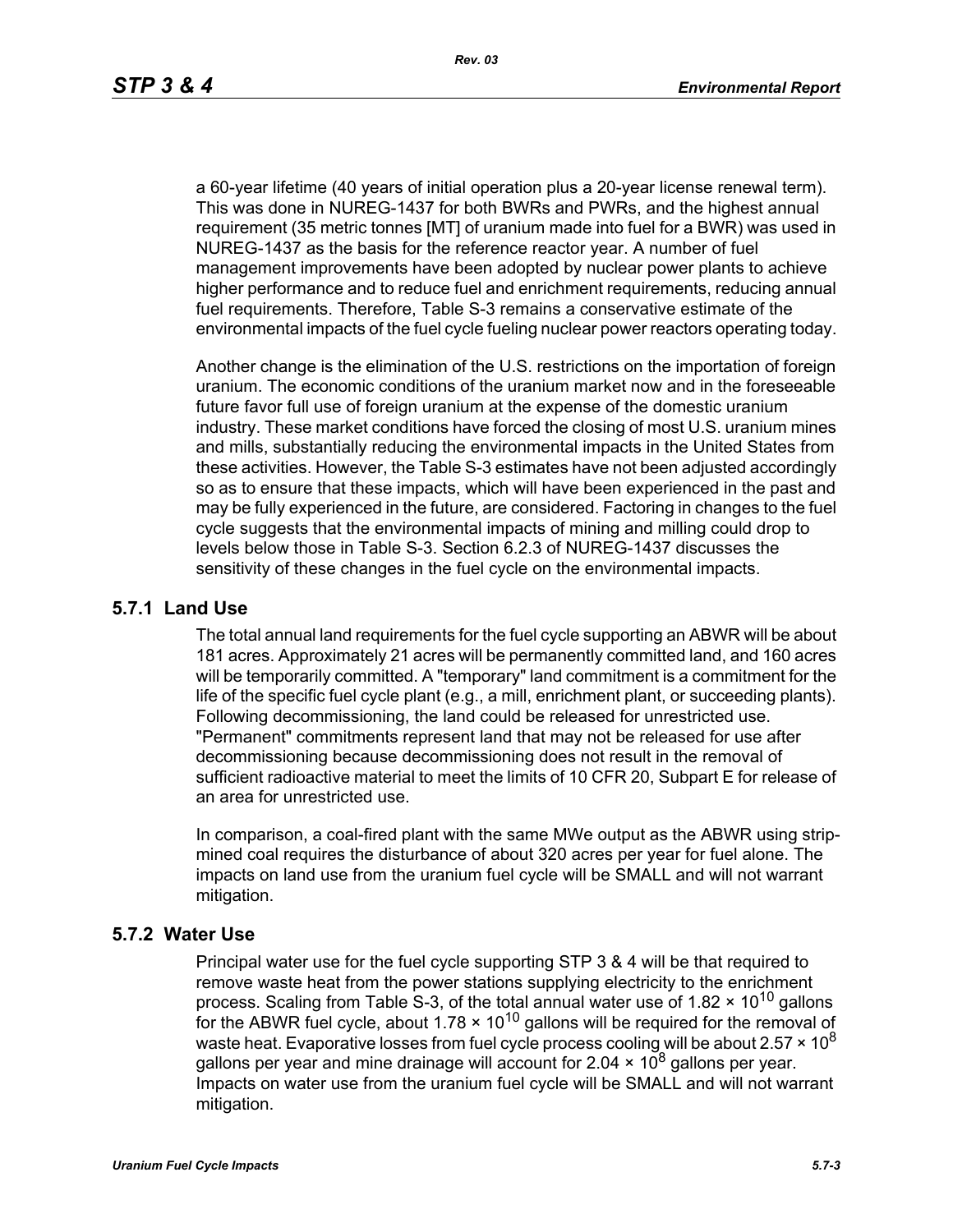a 60-year lifetime (40 years of initial operation plus a 20-year license renewal term). This was done in NUREG-1437 for both BWRs and PWRs, and the highest annual requirement (35 metric tonnes [MT] of uranium made into fuel for a BWR) was used in NUREG-1437 as the basis for the reference reactor year. A number of fuel management improvements have been adopted by nuclear power plants to achieve higher performance and to reduce fuel and enrichment requirements, reducing annual fuel requirements. Therefore, Table S-3 remains a conservative estimate of the environmental impacts of the fuel cycle fueling nuclear power reactors operating today.

Another change is the elimination of the U.S. restrictions on the importation of foreign uranium. The economic conditions of the uranium market now and in the foreseeable future favor full use of foreign uranium at the expense of the domestic uranium industry. These market conditions have forced the closing of most U.S. uranium mines and mills, substantially reducing the environmental impacts in the United States from these activities. However, the Table S-3 estimates have not been adjusted accordingly so as to ensure that these impacts, which will have been experienced in the past and may be fully experienced in the future, are considered. Factoring in changes to the fuel cycle suggests that the environmental impacts of mining and milling could drop to levels below those in Table S-3. Section 6.2.3 of NUREG-1437 discusses the sensitivity of these changes in the fuel cycle on the environmental impacts.

## 5.7.1 Land Use

The total annual land requirements for the fuel cycle supporting an ABWR will be about 181 acres. Approximately 21 acres will be permanently committed land, and 160 acres will be temporarily committed. A "temporary" land commitment is a commitment for the life of the specific fuel cycle plant (e.g., a mill, enrichment plant, or succeeding plants). Following decommissioning, the land could be released for unrestricted use. "Permanent" commitments represent land that may not be released for use after decommissioning because decommissioning does not result in the removal of sufficient radioactive material to meet the limits of 10 CFR 20, Subpart E for release of an area for unrestricted use.

In comparison, a coal-fired plant with the same MWe output as the ABWR using strip-mined coal requires the disturbance of about 320 acres per year for fuel alone. The impacts on land use from the uranium fuel cycle will be SMALL and will not warrant mitigation.

## 5.7.2 Water Use

Principal water use for the fuel cycle supporting STP 3 & 4 will be that required to remove waste heat from the power stations supplying electricity to the enrichment process. Scaling from Table S-3, of the total annual water use of $1.82 \times 10^{10}$ gallons for the ABWR fuel cycle, about $1.78 \times 10^{10}$ gallons will be required for the removal of waste heat. Evaporative losses from fuel cycle process cooling will be about $2.57 \times 10^{8}$ gallons per year and mine drainage will account for $2.04 \times 10^{8}$ gallons per year. Impacts on water use from the uranium fuel cycle will be SMALL and will not warrant mitigation.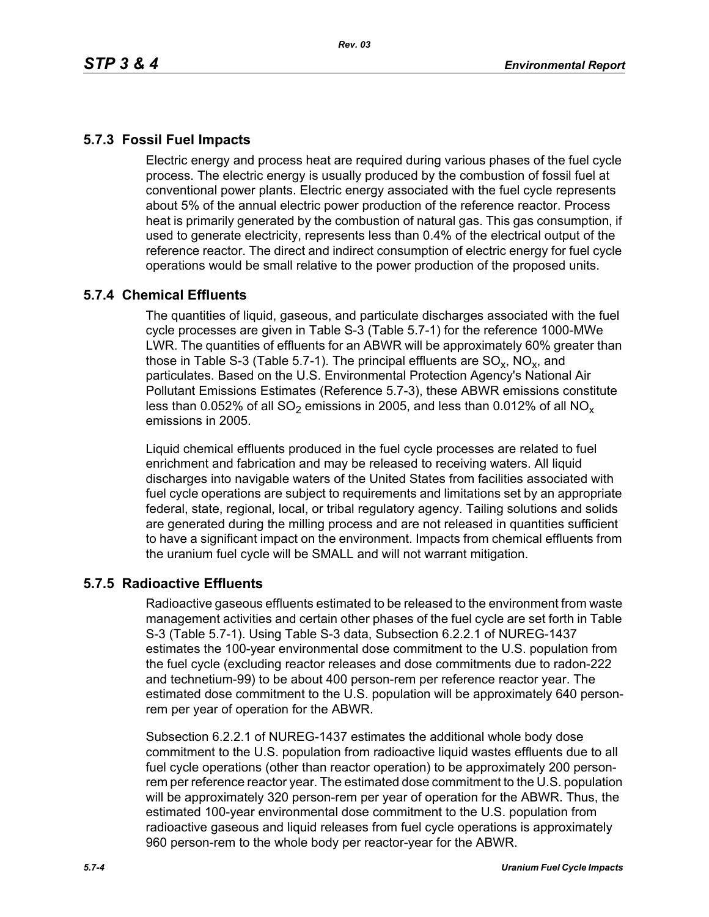## 5.7.3 Fossil Fuel Impacts

Electric energy and process heat are required during various phases of the fuel cycle process. The electric energy is usually produced by the combustion of fossil fuel at conventional power plants. Electric energy associated with the fuel cycle represents about 5% of the annual electric power production of the reference reactor. Process heat is primarily generated by the combustion of natural gas. This gas consumption, if used to generate electricity, represents less than 0.4% of the electrical output of the reference reactor. The direct and indirect consumption of electric energy for fuel cycle operations would be small relative to the power production of the proposed units.

## 5.7.4 Chemical Effluents

The quantities of liquid, gaseous, and particulate discharges associated with the fuel cycle processes are given in Table S-3 (Table 5.7-1) for the reference 1000-MWe LWR. The quantities of effluents for an ABWR will be approximately 60% greater than those in Table S-3 (Table 5.7-1). The principal effluents are $SO_x$, $NO_x$, and particulates. Based on the U.S. Environmental Protection Agency's National Air Pollutant Emissions Estimates (Reference 5.7-3), these ABWR emissions constitute less than 0.052% of all $SO_2$ emissions in 2005, and less than 0.012% of all $NO_x$ emissions in 2005.

Liquid chemical effluents produced in the fuel cycle processes are related to fuel enrichment and fabrication and may be released to receiving waters. All liquid discharges into navigable waters of the United States from facilities associated with fuel cycle operations are subject to requirements and limitations set by an appropriate federal, state, regional, local, or tribal regulatory agency. Tailing solutions and solids are generated during the milling process and are not released in quantities sufficient to have a significant impact on the environment. Impacts from chemical effluents from the uranium fuel cycle will be SMALL and will not warrant mitigation.

## 5.7.5 Radioactive Effluents

Radioactive gaseous effluents estimated to be released to the environment from waste management activities and certain other phases of the fuel cycle are set forth in Table S-3 (Table 5.7-1). Using Table S-3 data, Subsection 6.2.2.1 of NUREG-1437 estimates the 100-year environmental dose commitment to the U.S. population from the fuel cycle (excluding reactor releases and dose commitments due to radon-222 and technetium-99) to be about 400 person-rem per reference reactor year. The estimated dose commitment to the U.S. population will be approximately 640 person-rem per year of operation for the ABWR.

Subsection 6.2.2.1 of NUREG-1437 estimates the additional whole body dose commitment to the U.S. population from radioactive liquid wastes effluents due to all fuel cycle operations (other than reactor operation) to be approximately 200 person-rem per reference reactor year. The estimated dose commitment to the U.S. population will be approximately 320 person-rem per year of operation for the ABWR. Thus, the estimated 100-year environmental dose commitment to the U.S. population from radioactive gaseous and liquid releases from fuel cycle operations is approximately 960 person-rem to the whole body per reactor-year for the ABWR.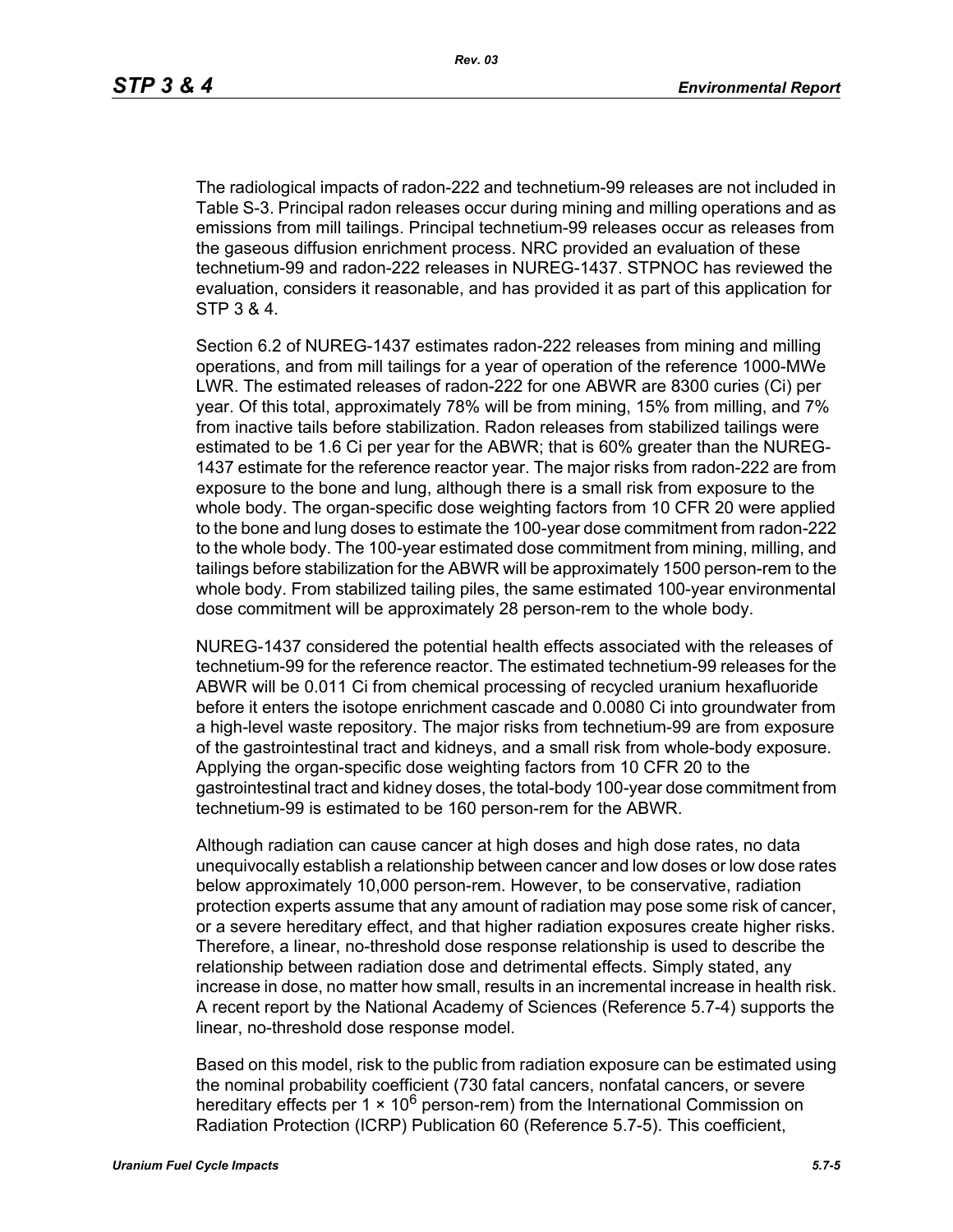The radiological impacts of radon-222 and technetium-99 releases are not included in Table S-3. Principal radon releases occur during mining and milling operations and as emissions from mill tailings. Principal technetium-99 releases occur as releases from the gaseous diffusion enrichment process. NRC provided an evaluation of these technetium-99 and radon-222 releases in NUREG-1437. STPNOC has reviewed the evaluation, considers it reasonable, and has provided it as part of this application for STP 3 & 4.

Section 6.2 of NUREG-1437 estimates radon-222 releases from mining and milling operations, and from mill tailings for a year of operation of the reference 1000-MWe LWR. The estimated releases of radon-222 for one ABWR are 8300 curies (Ci) per year. Of this total, approximately 78% will be from mining, 15% from milling, and 7% from inactive tails before stabilization. Radon releases from stabilized tailings were estimated to be 1.6 Ci per year for the ABWR; that is 60% greater than the NUREG-1437 estimate for the reference reactor year. The major risks from radon-222 are from exposure to the bone and lung, although there is a small risk from exposure to the whole body. The organ-specific dose weighting factors from 10 CFR 20 were applied to the bone and lung doses to estimate the 100-year dose commitment from radon-222 to the whole body. The 100-year estimated dose commitment from mining, milling, and tailings before stabilization for the ABWR will be approximately 1500 person-rem to the whole body. From stabilized tailing piles, the same estimated 100-year environmental dose commitment will be approximately 28 person-rem to the whole body.

NUREG-1437 considered the potential health effects associated with the releases of technetium-99 for the reference reactor. The estimated technetium-99 releases for the ABWR will be 0.011 Ci from chemical processing of recycled uranium hexafluoride before it enters the isotope enrichment cascade and 0.0080 Ci into groundwater from a high-level waste repository. The major risks from technetium-99 are from exposure of the gastrointestinal tract and kidneys, and a small risk from whole-body exposure. Applying the organ-specific dose weighting factors from 10 CFR 20 to the gastrointestinal tract and kidney doses, the total-body 100-year dose commitment from technetium-99 is estimated to be 160 person-rem for the ABWR.

Although radiation can cause cancer at high doses and high dose rates, no data unequivocally establish a relationship between cancer and low doses or low dose rates below approximately 10,000 person-rem. However, to be conservative, radiation protection experts assume that any amount of radiation may pose some risk of cancer, or a severe hereditary effect, and that higher radiation exposures create higher risks. Therefore, a linear, no-threshold dose response relationship is used to describe the relationship between radiation dose and detrimental effects. Simply stated, any increase in dose, no matter how small, results in an incremental increase in health risk. A recent report by the National Academy of Sciences (Reference 5.7-4) supports the linear, no-threshold dose response model.

Based on this model, risk to the public from radiation exposure can be estimated using the nominal probability coefficient (730 fatal cancers, nonfatal cancers, or severe hereditary effects per $1 \times 10^6$ person-rem) from the International Commission on Radiation Protection (ICRP) Publication 60 (Reference 5.7-5). This coefficient,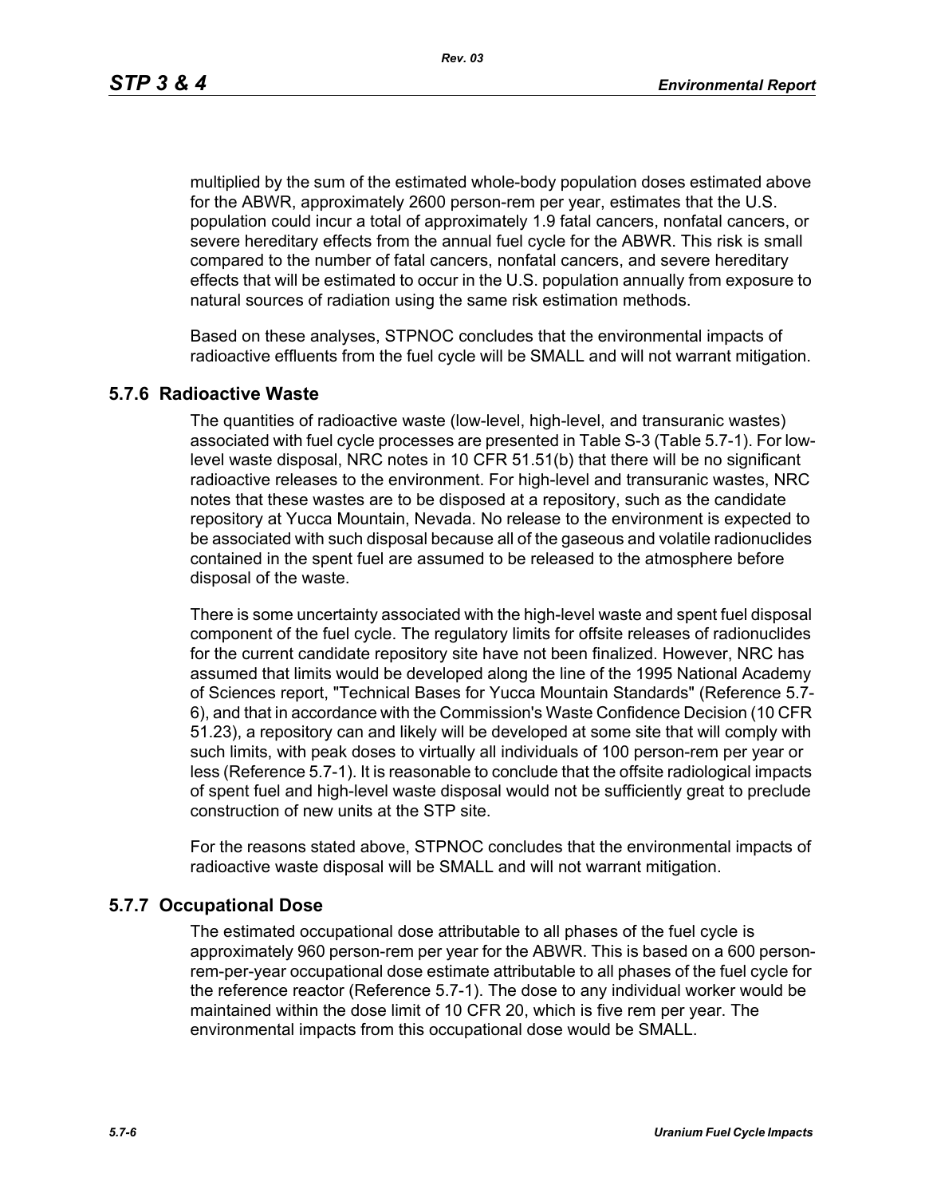multiplied by the sum of the estimated whole-body population doses estimated above for the ABWR, approximately 2600 person-rem per year, estimates that the U.S. population could incur a total of approximately 1.9 fatal cancers, nonfatal cancers, or severe hereditary effects from the annual fuel cycle for the ABWR. This risk is small compared to the number of fatal cancers, nonfatal cancers, and severe hereditary effects that will be estimated to occur in the U.S. population annually from exposure to natural sources of radiation using the same risk estimation methods.

Based on these analyses, STPNOC concludes that the environmental impacts of radioactive effluents from the fuel cycle will be SMALL and will not warrant mitigation.

### 5.7.6 Radioactive Waste

The quantities of radioactive waste (low-level, high-level, and transuranic wastes) associated with fuel cycle processes are presented in Table S-3 (Table 5.7-1). For low-level waste disposal, NRC notes in 10 CFR 51.51(b) that there will be no significant radioactive releases to the environment. For high-level and transuranic wastes, NRC notes that these wastes are to be disposed at a repository, such as the candidate repository at Yucca Mountain, Nevada. No release to the environment is expected to be associated with such disposal because all of the gaseous and volatile radionuclides contained in the spent fuel are assumed to be released to the atmosphere before disposal of the waste.

There is some uncertainty associated with the high-level waste and spent fuel disposal component of the fuel cycle. The regulatory limits for offsite releases of radionuclides for the current candidate repository site have not been finalized. However, NRC has assumed that limits would be developed along the line of the 1995 National Academy of Sciences report, "Technical Bases for Yucca Mountain Standards" (Reference 5.7-6), and that in accordance with the Commission's Waste Confidence Decision (10 CFR 51.23), a repository can and likely will be developed at some site that will comply with such limits, with peak doses to virtually all individuals of 100 person-rem per year or less (Reference 5.7-1). It is reasonable to conclude that the offsite radiological impacts of spent fuel and high-level waste disposal would not be sufficiently great to preclude construction of new units at the STP site.

For the reasons stated above, STPNOC concludes that the environmental impacts of radioactive waste disposal will be SMALL and will not warrant mitigation.

### 5.7.7 Occupational Dose

The estimated occupational dose attributable to all phases of the fuel cycle is approximately 960 person-rem per year for the ABWR. This is based on a 600 person-rem-per-year occupational dose estimate attributable to all phases of the fuel cycle for the reference reactor (Reference 5.7-1). The dose to any individual worker would be maintained within the dose limit of 10 CFR 20, which is five rem per year. The environmental impacts from this occupational dose would be SMALL.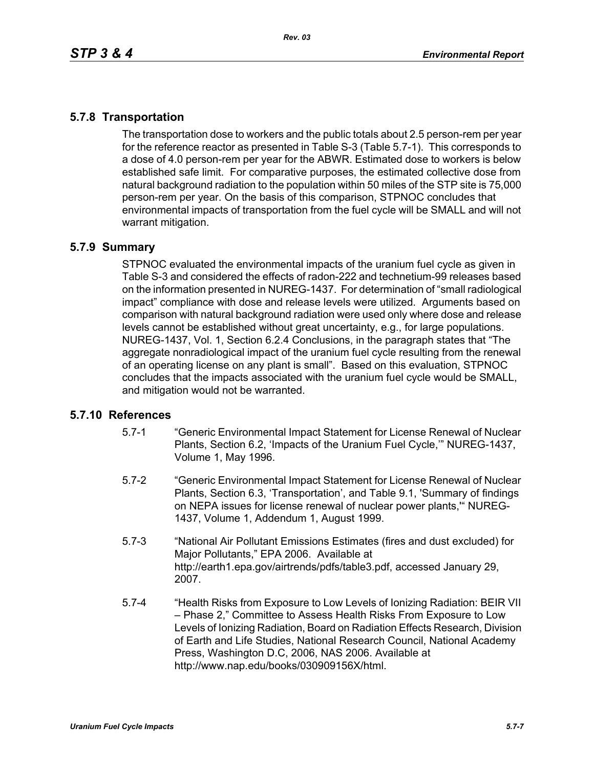### 5.7.8 Transportation

The transportation dose to workers and the public totals about 2.5 person-rem per year for the reference reactor as presented in Table S-3 (Table 5.7-1). This corresponds to a dose of 4.0 person-rem per year for the ABWR. Estimated dose to workers is below established safe limit. For comparative purposes, the estimated collective dose from natural background radiation to the population within 50 miles of the STP site is 75,000 person-rem per year. On the basis of this comparison, STPNOC concludes that environmental impacts of transportation from the fuel cycle will be SMALL and will not warrant mitigation.

### 5.7.9 Summary

STPNOC evaluated the environmental impacts of the uranium fuel cycle as given in Table S-3 and considered the effects of radon-222 and technetium-99 releases based on the information presented in NUREG-1437. For determination of "small radiological impact" compliance with dose and release levels were utilized. Arguments based on comparison with natural background radiation were used only where dose and release levels cannot be established without great uncertainty, e.g., for large populations. NUREG-1437, Vol. 1, Section 6.2.4 Conclusions, in the paragraph states that "The aggregate nonradiological impact of the uranium fuel cycle resulting from the renewal of an operating license on any plant is small". Based on this evaluation, STPNOC concludes that the impacts associated with the uranium fuel cycle would be SMALL, and mitigation would not be warranted.

### 5.7.10 References

5.7-1 "Generic Environmental Impact Statement for License Renewal of Nuclear Plants, Section 6.2, 'Impacts of the Uranium Fuel Cycle,'" NUREG-1437, Volume 1, May 1996.

5.7-2 "Generic Environmental Impact Statement for License Renewal of Nuclear Plants, Section 6.3, 'Transportation', and Table 9.1, 'Summary of findings on NEPA issues for license renewal of nuclear power plants,'" NUREG-1437, Volume 1, Addendum 1, August 1999.

5.7-3 "National Air Pollutant Emissions Estimates (fires and dust excluded) for Major Pollutants," EPA 2006. Available at http://earth1.epa.gov/airtrends/pdfs/table3.pdf, accessed January 29, 2007.

5.7-4 "Health Risks from Exposure to Low Levels of Ionizing Radiation: BEIR VII – Phase 2," Committee to Assess Health Risks From Exposure to Low Levels of Ionizing Radiation, Board on Radiation Effects Research, Division of Earth and Life Studies, National Research Council, National Academy Press, Washington D.C, 2006, NAS 2006. Available at http://www.nap.edu/books/030909156X/html.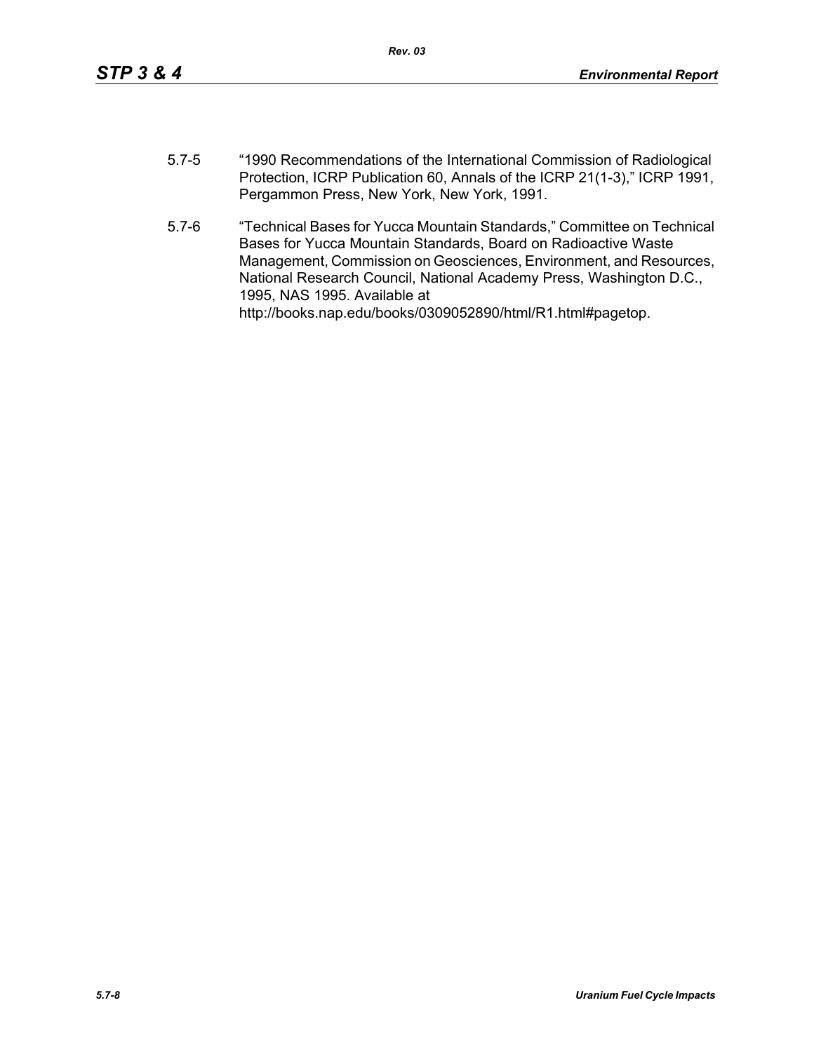5.7-5 "1990 Recommendations of the International Commission of Radiological Protection, ICRP Publication 60, Annals of the ICRP 21(1-3)," ICRP 1991, Pergammon Press, New York, New York, 1991.

5.7-6 "Technical Bases for Yucca Mountain Standards," Committee on Technical Bases for Yucca Mountain Standards, Board on Radioactive Waste Management, Commission on Geosciences, Environment, and Resources, National Research Council, National Academy Press, Washington D.C., 1995, NAS 1995. Available at http://books.nap.edu/books/0309052890/html/R1.html#pagetop.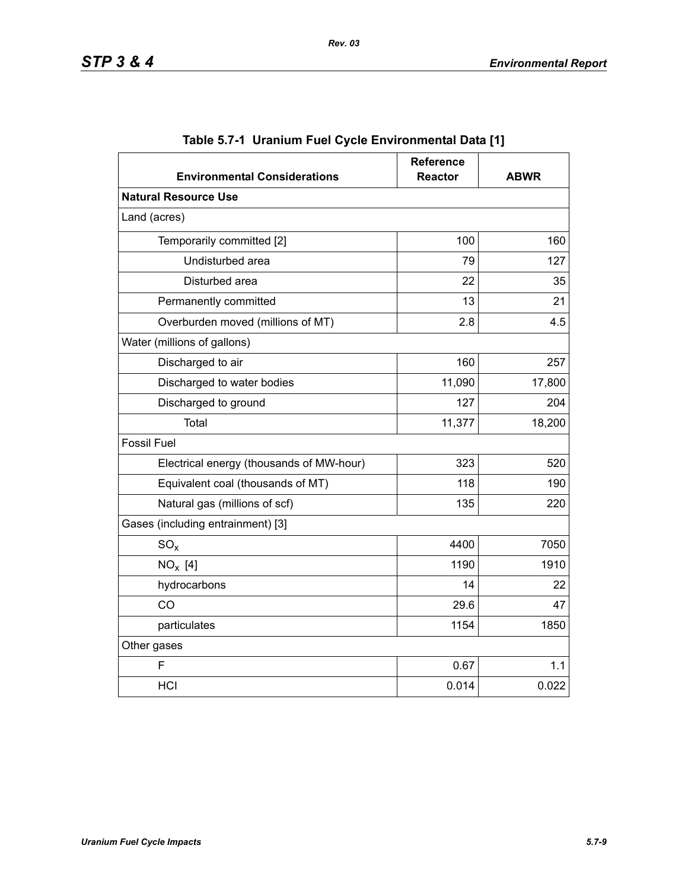**Table 5.7-1 Uranium Fuel Cycle Environmental Data [1]**

| Environmental Considerations | Reference Reactor | ABWR |
|---|---|---|
| **Natural Resource Use** | | |
| Land (acres) | | |
| Temporarily committed [2] | 100 | 160 |
| Undisturbed area | 79 | 127 |
| Disturbed area | 22 | 35 |
| Permanently committed | 13 | 21 |
| Overburden moved (millions of MT) | 2.8 | 4.5 |
| Water (millions of gallons) | | |
| Discharged to air | 160 | 257 |
| Discharged to water bodies | 11,090 | 17,800 |
| Discharged to ground | 127 | 204 |
| Total | 11,377 | 18,200 |
| Fossil Fuel | | |
| Electrical energy (thousands of MW-hour) | 323 | 520 |
| Equivalent coal (thousands of MT) | 118 | 190 |
| Natural gas (millions of scf) | 135 | 220 |
| Gases (including entrainment) [3] | | |
| $SO_x$ | 4400 | 7050 |
| $NO_x$ [4] | 1190 | 1910 |
| hydrocarbons | 14 | 22 |
| CO | 29.6 | 47 |
| particulates | 1154 | 1850 |
| Other gases | | |
| F | 0.67 | 1.1 |
| HCl | 0.014 | 0.022 |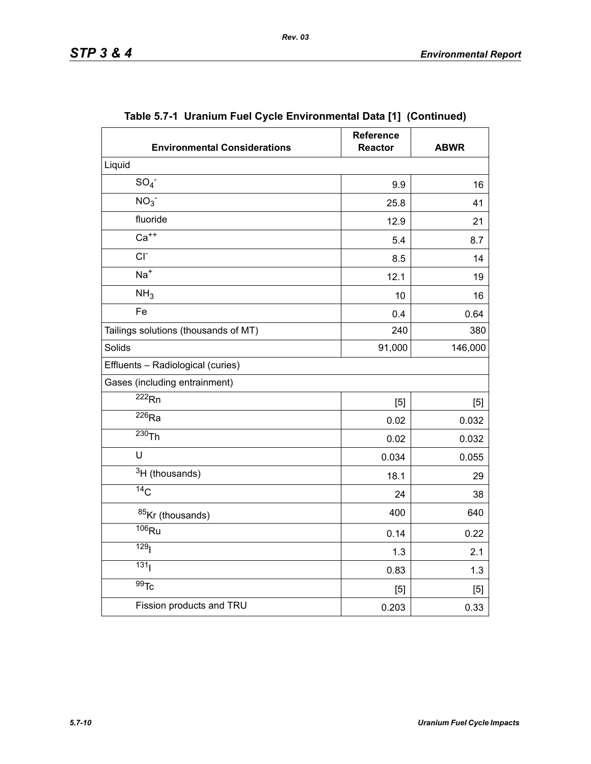**Table 5.7-1 Uranium Fuel Cycle Environmental Data [1] (Continued)**

| Environmental Considerations | Reference Reactor | ABWR |
|---|---|---|
| Liquid | | |
| $SO_4^-$ | 9.9 | 16 |
| $NO_3^-$ | 25.8 | 41 |
| fluoride | 12.9 | 21 |
| $Ca^{++}$ | 5.4 | 8.7 |
| $Cl^-$ | 8.5 | 14 |
| $Na^+$ | 12.1 | 19 |
| $NH_3$ | 10 | 16 |
| Fe | 0.4 | 0.64 |
| Tailings solutions (thousands of MT) | 240 | 380 |
| Solids | 91,000 | 146,000 |
| Effluents – Radiological (curies) | | |
| Gases (including entrainment) | | |
| $^{222}Rn$ | [5] | [5] |
| $^{226}Ra$ | 0.02 | 0.032 |
| $^{230}Th$ | 0.02 | 0.032 |
| U | 0.034 | 0.055 |
| $^{3}H$ (thousands) | 18.1 | 29 |
| $^{14}C$ | 24 | 38 |
| $^{85}Kr$ (thousands) | 400 | 640 |
| $^{106}Ru$ | 0.14 | 0.22 |
| $^{129}I$ | 1.3 | 2.1 |
| $^{131}I$ | 0.83 | 1.3 |
| $^{99}Tc$ | [5] | [5] |
| Fission products and TRU | 0.203 | 0.33 |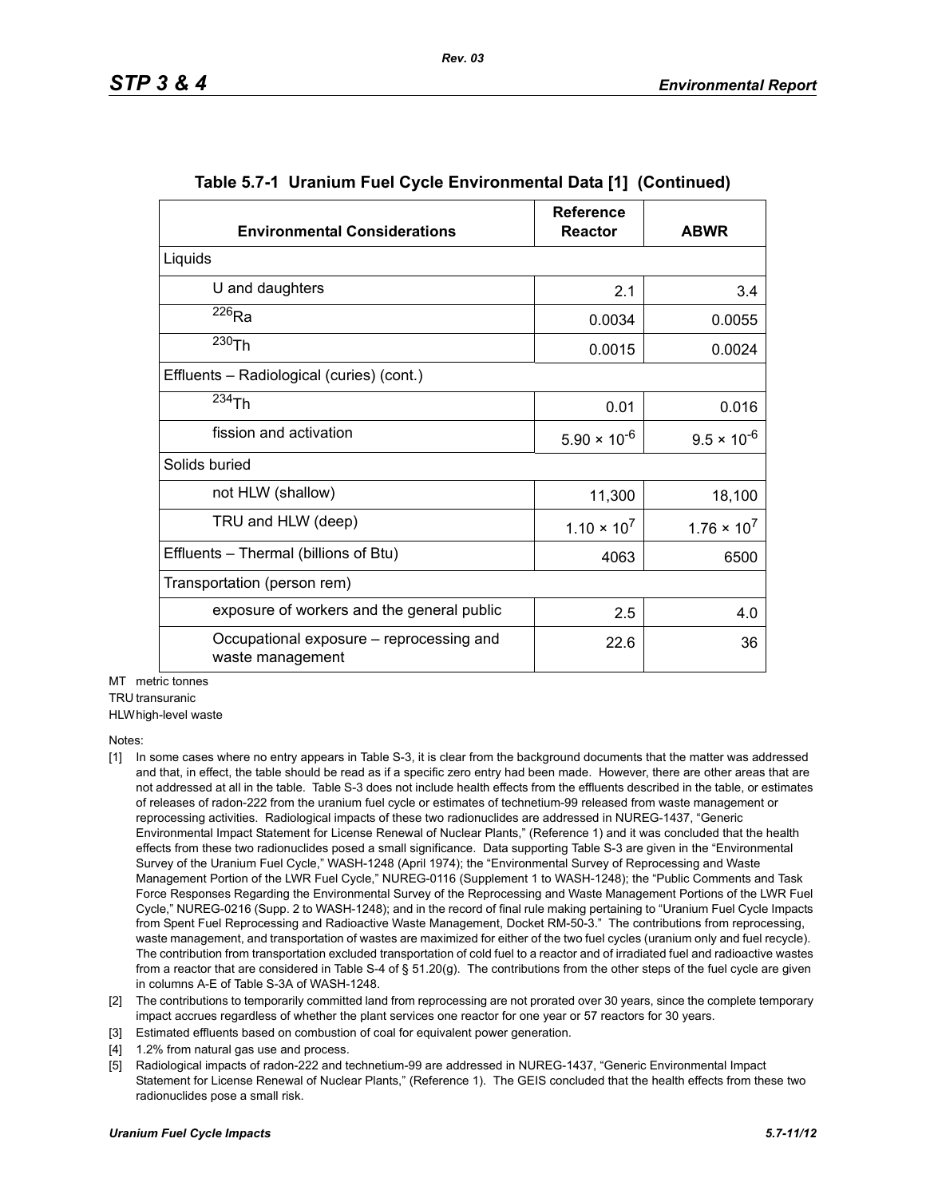**Table 5.7-1 Uranium Fuel Cycle Environmental Data [1] (Continued)**

| Environmental Considerations | Reference Reactor | ABWR |
|---|---|---|
| Liquids | | |
| U and daughters | 2.1 | 3.4 |
| $^{226}$Ra | 0.0034 | 0.0055 |
| $^{230}$Th | 0.0015 | 0.0024 |
| Effluents – Radiological (curies) (cont.) | | |
| $^{234}$Th | 0.01 | 0.016 |
| fission and activation | $5.90 \times 10^{-6}$ | $9.5 \times 10^{-6}$ |
| Solids buried | | |
| not HLW (shallow) | 11,300 | 18,100 |
| TRU and HLW (deep) | $1.10 \times 10^{7}$ | $1.76 \times 10^{7}$ |
| Effluents – Thermal (billions of Btu) | 4063 | 6500 |
| Transportation (person rem) | | |
| exposure of workers and the general public | 2.5 | 4.0 |
| Occupational exposure – reprocessing and waste management | 22.6 | 36 |

MT metric tonnes
TRU transuranic
HLW high-level waste

Notes:

[1] In some cases where no entry appears in Table S-3, it is clear from the background documents that the matter was addressed and that, in effect, the table should be read as if a specific zero entry had been made. However, there are other areas that are not addressed at all in the table. Table S-3 does not include health effects from the effluents described in the table, or estimates of releases of radon-222 from the uranium fuel cycle or estimates of technetium-99 released from waste management or reprocessing activities. Radiological impacts of these two radionuclides are addressed in NUREG-1437, "Generic Environmental Impact Statement for License Renewal of Nuclear Plants," (Reference 1) and it was concluded that the health effects from these two radionuclides posed a small significance. Data supporting Table S-3 are given in the "Environmental Survey of the Uranium Fuel Cycle," WASH-1248 (April 1974); the "Environmental Survey of Reprocessing and Waste Management Portion of the LWR Fuel Cycle," NUREG-0116 (Supplement 1 to WASH-1248); the "Public Comments and Task Force Responses Regarding the Environmental Survey of the Reprocessing and Waste Management Portions of the LWR Fuel Cycle," NUREG-0216 (Supp. 2 to WASH-1248); and in the record of final rule making pertaining to "Uranium Fuel Cycle Impacts from Spent Fuel Reprocessing and Radioactive Waste Management, Docket RM-50-3." The contributions from reprocessing, waste management, and transportation of wastes are maximized for either of the two fuel cycles (uranium only and fuel recycle). The contribution from transportation excluded transportation of cold fuel to a reactor and of irradiated fuel and radioactive wastes from a reactor that are considered in Table S-4 of § 51.20(g). The contributions from the other steps of the fuel cycle are given in columns A-E of Table S-3A of WASH-1248.

[2] The contributions to temporarily committed land from reprocessing are not prorated over 30 years, since the complete temporary impact accrues regardless of whether the plant services one reactor for one year or 57 reactors for 30 years.

[3] Estimated effluents based on combustion of coal for equivalent power generation.

[4] 1.2% from natural gas use and process.

[5] Radiological impacts of radon-222 and technetium-99 are addressed in NUREG-1437, "Generic Environmental Impact Statement for License Renewal of Nuclear Plants," (Reference 1). The GEIS concluded that the health effects from these two radionuclides pose a small risk.